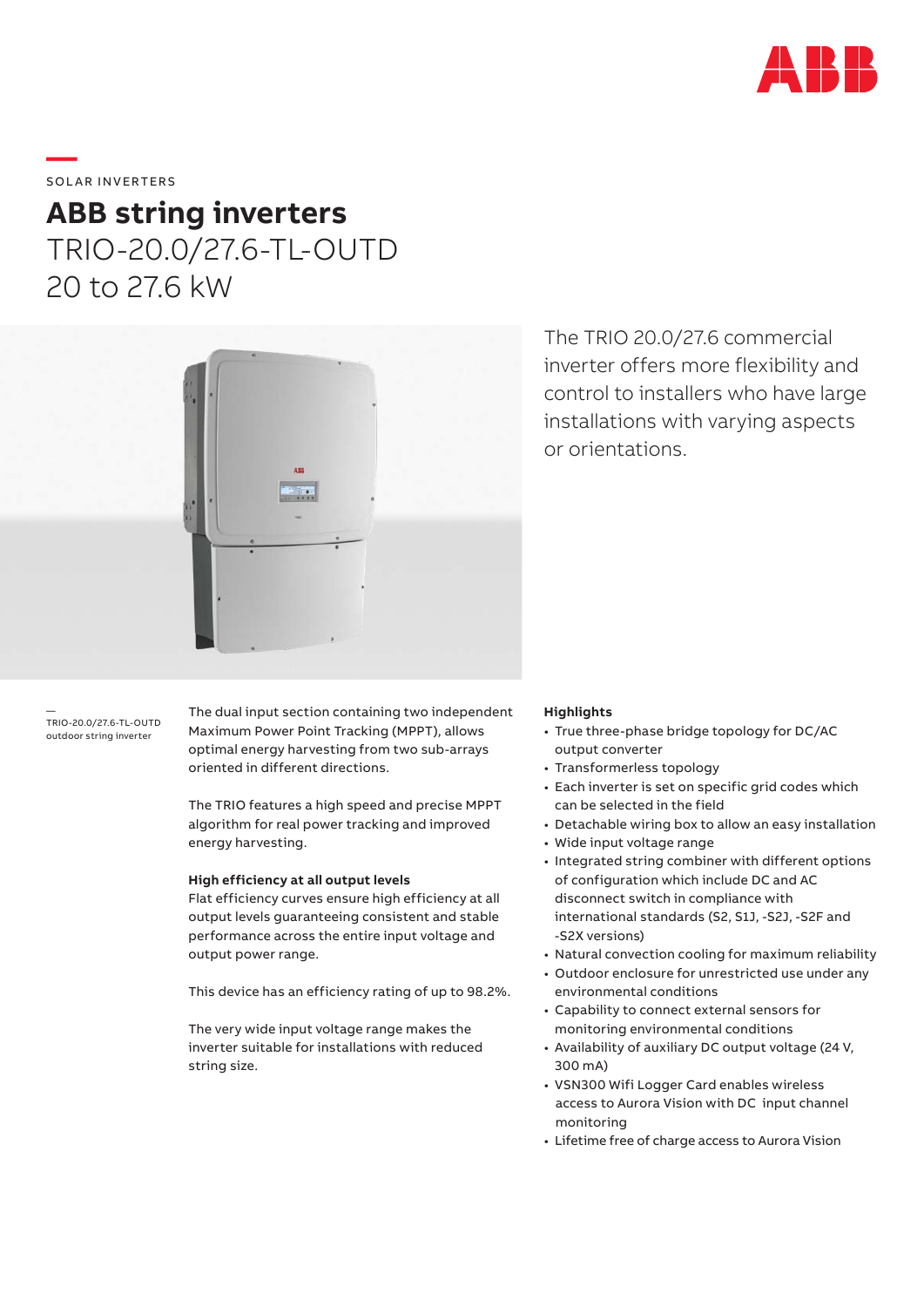SOLAR INVERTERS

# ABB string inverters

## TRIO-20.0/27.6-TL-OUTD
## 20 to 27.6 kW

The TRIO 20.0/27.6 commercial inverter offers more flexibility and control to installers who have large installations with varying aspects or orientations.

—
TRIO-20.0/27.6-TL-OUTD outdoor string inverter

The dual input section containing two independent Maximum Power Point Tracking (MPPT), allows optimal energy harvesting from two sub-arrays oriented in different directions.

The TRIO features a high speed and precise MPPT algorithm for real power tracking and improved energy harvesting.

**High efficiency at all output levels**
Flat efficiency curves ensure high efficiency at all output levels guaranteeing consistent and stable performance across the entire input voltage and output power range.

This device has an efficiency rating of up to 98.2%.

The very wide input voltage range makes the inverter suitable for installations with reduced string size.

**Highlights**

- True three-phase bridge topology for DC/AC output converter
- Transformerless topology
- Each inverter is set on specific grid codes which can be selected in the field
- Detachable wiring box to allow an easy installation
- Wide input voltage range
- Integrated string combiner with different options of configuration which include DC and AC disconnect switch in compliance with international standards (S2, S1J, -S2J, -S2F and -S2X versions)
- Natural convection cooling for maximum reliability
- Outdoor enclosure for unrestricted use under any environmental conditions
- Capability to connect external sensors for monitoring environmental conditions
- Availability of auxiliary DC output voltage (24 V, 300 mA)
- VSN300 Wifi Logger Card enables wireless access to Aurora Vision with DC input channel monitoring
- Lifetime free of charge access to Aurora Vision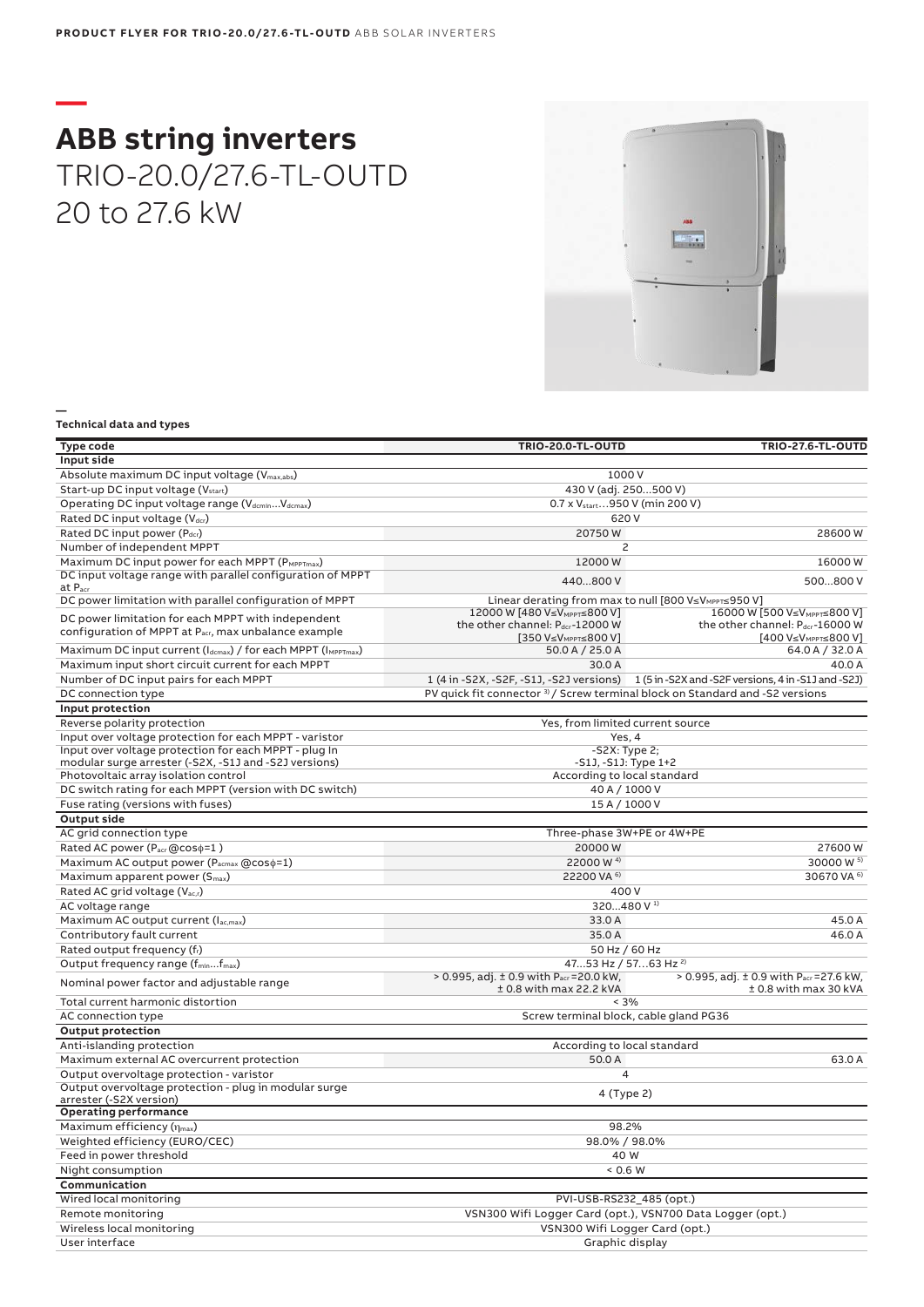# ABB string inverters

TRIO-20.0/27.6-TL-OUTD
20 to 27.6 kW

—

**Technical data and types**

| Type code | TRIO-20.0-TL-OUTD | TRIO-27.6-TL-OUTD |
|---|---|---|
| **Input side** | | |
| Absolute maximum DC input voltage ($V_{max,abs}$) | 1000 V | |
| Start-up DC input voltage ($V_{start}$) | 430 V (adj. 250…500 V) | |
| Operating DC input voltage range ($V_{dcmin}$…$V_{dcmax}$) | 0.7 x $V_{start}$…950 V (min 200 V) | |
| Rated DC input voltage ($V_{dcr}$) | 620 V | |
| Rated DC input power ($P_{dcr}$) | 20750 W | 28600 W |
| Number of independent MPPT | 2 | |
| Maximum DC input power for each MPPT ($P_{MPPTmax}$) | 12000 W | 16000 W |
| DC input voltage range with parallel configuration of MPPT at $P_{acr}$ | 440…800 V | 500…800 V |
| DC power limitation with parallel configuration of MPPT | Linear derating from max to null [800 V≤$V_{MPPT}$≤950 V] | |
| DC power limitation for each MPPT with independent configuration of MPPT at $P_{acr}$, max unbalance example | 12000 W [480 V≤$V_{MPPT}$≤800 V] the other channel: $P_{dcr}$-12000 W [350 V≤$V_{MPPT}$≤800 V] | 16000 W [500 V≤$V_{MPPT}$≤800 V] the other channel: $P_{dcr}$-16000 W [400 V≤$V_{MPPT}$≤800 V] |
| Maximum DC input current ($I_{dcmax}$) / for each MPPT ($I_{MPPTmax}$) | 50.0 A / 25.0 A | 64.0 A / 32.0 A |
| Maximum input short circuit current for each MPPT | 30.0 A | 40.0 A |
| Number of DC input pairs for each MPPT | 1 (4 in -S2X, -S2F, -S1J, -S2J versions) | 1 (5 in -S2X and -S2F versions, 4 in -S1J and -S2J) |
| DC connection type | PV quick fit connector [3] / Screw terminal block on Standard and -S2 versions | |
| **Input protection** | | |
| Reverse polarity protection | Yes, from limited current source | |
| Input over voltage protection for each MPPT - varistor | Yes, 4 | |
| Input over voltage protection for each MPPT - plug In modular surge arrester (-S2X, -S1J and -S2J versions) | -S2X: Type 2; -S1J, -S1J: Type 1+2 | |
| Photovoltaic array isolation control | According to local standard | |
| DC switch rating for each MPPT (version with DC switch) | 40 A / 1000 V | |
| Fuse rating (versions with fuses) | 15 A / 1000 V | |
| **Output side** | | |
| AC grid connection type | Three-phase 3W+PE or 4W+PE | |
| Rated AC power ($P_{acr}$ @cosϕ=1 ) | 20000 W | 27600 W |
| Maximum AC output power ($P_{acmax}$ @cosϕ=1) | 22000 W [4] | 30000 W [5] |
| Maximum apparent power ($S_{max}$) | 22200 VA [6] | 30670 VA [6] |
| Rated AC grid voltage ($V_{ac,r}$) | 400 V | |
| AC voltage range | 320...480 V [1] | |
| Maximum AC output current ($I_{ac,max}$) | 33.0 A | 45.0 A |
| Contributory fault current | 35.0 A | 46.0 A |
| Rated output frequency ($f_r$) | 50 Hz / 60 Hz | |
| Output frequency range ($f_{min}$…$f_{max}$) | 47…53 Hz / 57…63 Hz [2] | |
| Nominal power factor and adjustable range | > 0.995, adj. ± 0.9 with $P_{acr}$ =20.0 kW, ± 0.8 with max 22.2 kVA | > 0.995, adj. ± 0.9 with $P_{acr}$ =27.6 kW, ± 0.8 with max 30 kVA |
| Total current harmonic distortion | < 3% | |
| AC connection type | Screw terminal block, cable gland PG36 | |
| **Output protection** | | |
| Anti-islanding protection | According to local standard | |
| Maximum external AC overcurrent protection | 50.0 A | 63.0 A |
| Output overvoltage protection - varistor | 4 | |
| Output overvoltage protection - plug in modular surge arrester (-S2X version) | 4 (Type 2) | |
| **Operating performance** | | |
| Maximum efficiency ($\eta_{max}$) | 98.2% | |
| Weighted efficiency (EURO/CEC) | 98.0% / 98.0% | |
| Feed in power threshold | 40 W | |
| Night consumption | < 0.6 W | |
| **Communication** | | |
| Wired local monitoring | PVI-USB-RS232_485 (opt.) | |
| Remote monitoring | VSN300 Wifi Logger Card (opt.), VSN700 Data Logger (opt.) | |
| Wireless local monitoring | VSN300 Wifi Logger Card (opt.) | |
| User interface | Graphic display | |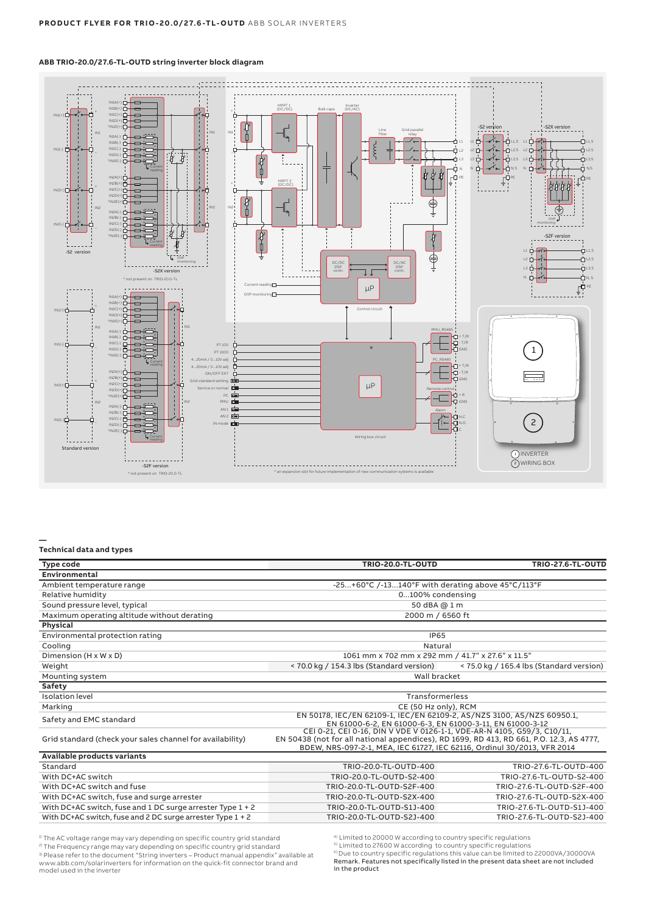## ABB TRIO-20.0/27.6-TL-OUTD string inverter block diagram

## Technical data and types

| Type code | TRIO-20.0-TL-OUTD | TRIO-27.6-TL-OUTD |
|---|---|---|
| **Environmental** | | |
| Ambient temperature range | -25...+60°C /-13...140°F with derating above 45°C/113°F | |
| Relative humidity | 0...100% condensing | |
| Sound pressure level, typical | 50 dBA @ 1 m | |
| Maximum operating altitude without derating | 2000 m / 6560 ft | |
| **Physical** | | |
| Environmental protection rating | IP65 | |
| Cooling | Natural | |
| Dimension (H x W x D) | 1061 mm x 702 mm x 292 mm / 41.7" x 27.6" x 11.5" | |
| Weight | < 70.0 kg / 154.3 lbs (Standard version) | < 75.0 kg / 165.4 lbs (Standard version) |
| Mounting system | Wall bracket | |
| **Safety** | | |
| Isolation level | Transformerless | |
| Marking | CE (50 Hz only), RCM | |
| Safety and EMC standard | EN 50178, IEC/EN 62109-1, IEC/EN 62109-2, AS/NZS 3100, AS/NZS 60950.1, EN 61000-6-2, EN 61000-6-3, EN 61000-3-11, EN 61000-3-12 | |
| Grid standard (check your sales channel for availability) | CEI 0-21, CEI 0-16, DIN V VDE V 0126-1-1, VDE-AR-N 4105, G59/3, C10/11, EN 50438 (not for all national appendices), RD 1699, RD 413, RD 661, P.O. 12.3, AS 4777, BDEW, NRS-097-2-1, MEA, IEC 61727, IEC 62116, Ordinul 30/2013, VFR 2014 | |
| **Available products variants** | | |
| Standard | TRIO-20.0-TL-OUTD-400 | TRIO-27.6-TL-OUTD-400 |
| With DC+AC switch | TRIO-20.0-TL-OUTD-S2-400 | TRIO-27.6-TL-OUTD-S2-400 |
| With DC+AC switch and fuse | TRIO-20.0-TL-OUTD-S2F-400 | TRIO-27.6-TL-OUTD-S2F-400 |
| With DC+AC switch, fuse and surge arrester | TRIO-20.0-TL-OUTD-S2X-400 | TRIO-27.6-TL-OUTD-S2X-400 |
| With DC+AC switch, fuse and 1 DC surge arrester Type 1 + 2 | TRIO-20.0-TL-OUTD-S1J-400 | TRIO-27.6-TL-OUTD-S1J-400 |
| With DC+AC switch, fuse and 2 DC surge arrester Type 1 + 2 | TRIO-20.0-TL-OUTD-S2J-400 | TRIO-27.6-TL-OUTD-S2J-400 |

[1] The AC voltage range may vary depending on specific country grid standard
[2] The Frequency range may vary depending on specific country grid standard
[3] Please refer to the document "String inverters – Product manual appendix" available at www.abb.com/solarinverters for information on the quick-fit connector brand and model used in the inverter
[4] Limited to 20000 W according to country specific regulations
[5] Limited to 27600 W according to country specific regulations
[6] Due to country specific regulations this value can be limited to 22000VA/30000VA

Remark. Features not specifically listed in the present data sheet are not included in the product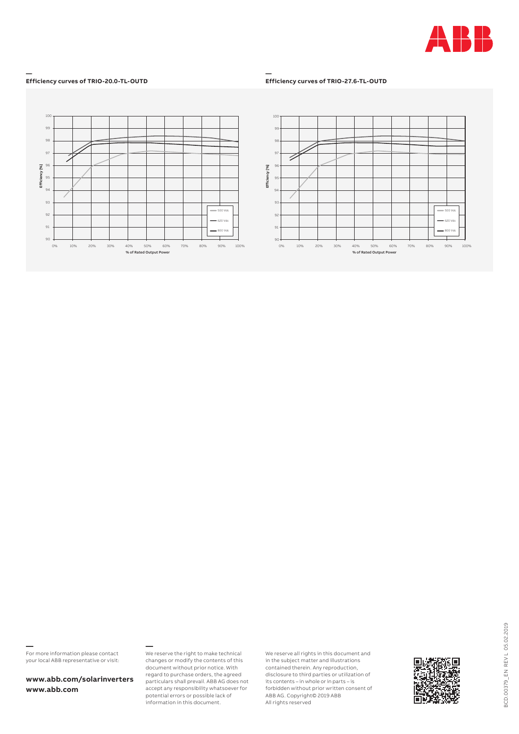## Efficiency curves of TRIO-20.0-TL-OUTD

Efficiency [%]

100
99
98
97
96
95
94
93
92
91
90

0% 10% 20% 30% 40% 50% 60% 70% 80% 90% 100%

% of Rated Output Power

500 Vdc
620 Vdc
800 Vdc

## Efficiency curves of TRIO-27.6-TL-OUTD

Efficiency [%]

100
99
98
97
96
95
94
93
92
91
90

0% 10% 20% 30% 40% 50% 60% 70% 80% 90% 100%

% of Rated Output Power

500 Vdc
620 Vdc
800 Vdc

---

For more information please contact your local ABB representative or visit:

**www.abb.com/solarinverters**
**www.abb.com**

We reserve the right to make technical changes or modify the contents of this document without prior notice. With regard to purchase orders, the agreed particulars shall prevail. ABB AG does not accept any responsibility whatsoever for potential errors or possible lack of information in this document.

We reserve all rights in this document and in the subject matter and illustrations contained therein. Any reproduction, disclosure to third parties or utilization of its contents – in whole or in parts – is forbidden without prior written consent of ABB AG. Copyright© 2019 ABB
All rights reserved

BCD.00379_EN REV L 05.02.2019